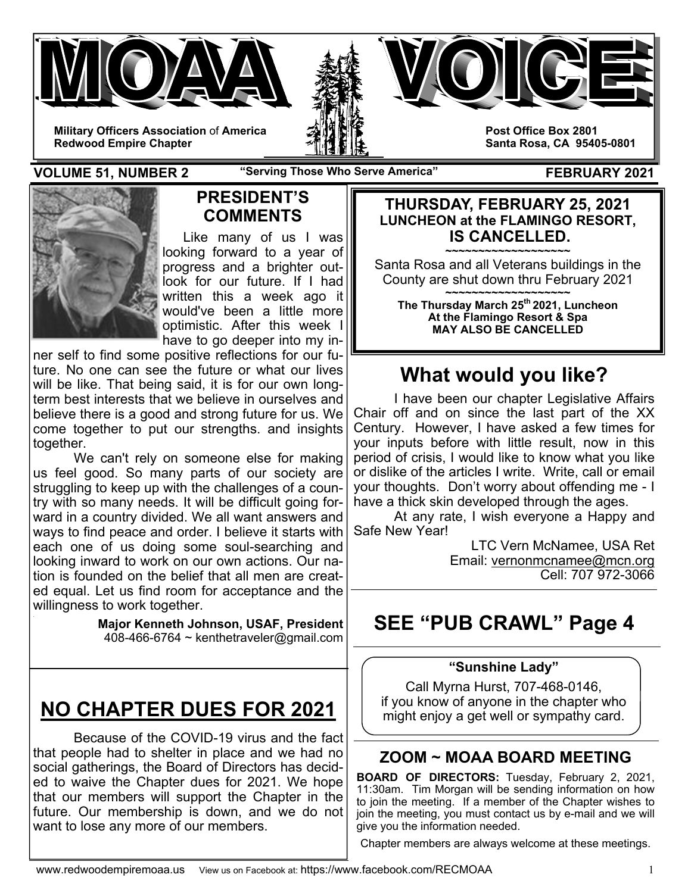# MOAA VOICE

**Military Officers Association of America**
**Redwood Empire Chapter**

**Post Office Box 2801**
**Santa Rosa, CA 95405-0801**

**VOLUME 51, NUMBER 2** — **"Serving Those Who Serve America"** — **FEBRUARY 2021**

## PRESIDENT'S COMMENTS

Like many of us I was looking forward to a year of progress and a brighter outlook for our future. If I had written this a week ago it would've been a little more optimistic. After this week I have to go deeper into my inner self to find some positive reflections for our future. No one can see the future or what our lives will be like. That being said, it is for our own long-term best interests that we believe in ourselves and believe there is a good and strong future for us. We come together to put our strengths. and insights together.

We can't rely on someone else for making us feel good. So many parts of our society are struggling to keep up with the challenges of a country with so many needs. It will be difficult going forward in a country divided. We all want answers and ways to find peace and order. I believe it starts with each one of us doing some soul-searching and looking inward to work on our own actions. Our nation is founded on the belief that all men are created equal. Let us find room for acceptance and the willingness to work together.

**Major Kenneth Johnson, USAF, President**
408-466-6764 ~ kenthetraveler@gmail.com

## NO CHAPTER DUES FOR 2021

Because of the COVID-19 virus and the fact that people had to shelter in place and we had no social gatherings, the Board of Directors has decided to waive the Chapter dues for 2021. We hope that our members will support the Chapter in the future. Our membership is down, and we do not want to lose any more of our members.

---

### THURSDAY, FEBRUARY 25, 2021
**LUNCHEON at the FLAMINGO RESORT,**
### IS CANCELLED.

~~~~~~~~~~~~~~~~~~~~

Santa Rosa and all Veterans buildings in the County are shut down thru February 2021

~~~~~~~~~~~~~~~~~~~~

**The Thursday March 25th 2021, Luncheon At the Flamingo Resort & Spa MAY ALSO BE CANCELLED**

## What would you like?

I have been our chapter Legislative Affairs Chair off and on since the last part of the XX Century. However, I have asked a few times for your inputs before with little result, now in this period of crisis, I would like to know what you like or dislike of the articles I write. Write, call or email your thoughts. Don't worry about offending me - I have a thick skin developed through the ages.

At any rate, I wish everyone a Happy and Safe New Year!

LTC Vern McNamee, USA Ret
Email: vernonmcnamee@mcn.org
Cell: 707 972-3066

## SEE "PUB CRAWL" Page 4

### "Sunshine Lady"

Call Myrna Hurst, 707-468-0146, if you know of anyone in the chapter who might enjoy a get well or sympathy card.

### ZOOM ~ MOAA BOARD MEETING

**BOARD OF DIRECTORS:** Tuesday, February 2, 2021, 11:30am. Tim Morgan will be sending information on how to join the meeting. If a member of the Chapter wishes to join the meeting, you must contact us by e-mail and we will give you the information needed.

Chapter members are always welcome at these meetings.

www.redwoodempiremoaa.us View us on Facebook at: https://www.facebook.com/RECMOAA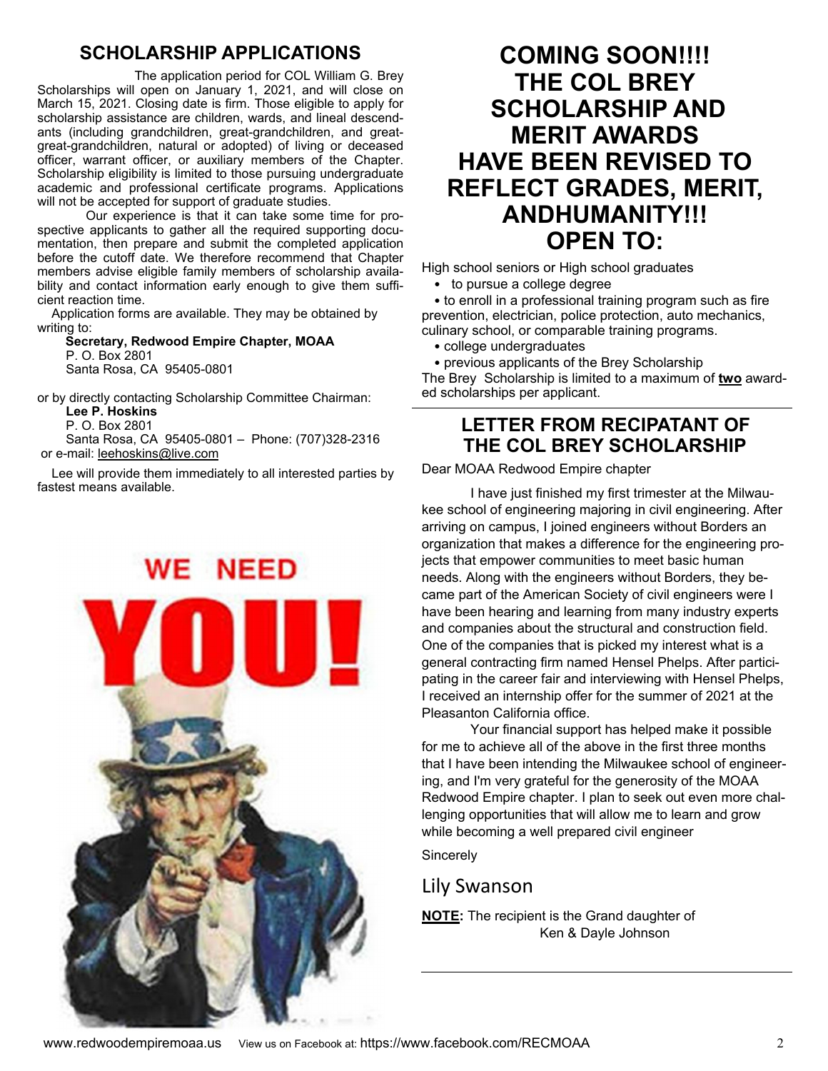## SCHOLARSHIP APPLICATIONS

The application period for COL William G. Brey Scholarships will open on January 1, 2021, and will close on March 15, 2021. Closing date is firm. Those eligible to apply for scholarship assistance are children, wards, and lineal descendants (including grandchildren, great-grandchildren, and great-great-grandchildren, natural or adopted) of living or deceased officer, warrant officer, or auxiliary members of the Chapter. Scholarship eligibility is limited to those pursuing undergraduate academic and professional certificate programs. Applications will not be accepted for support of graduate studies.

Our experience is that it can take some time for prospective applicants to gather all the required supporting documentation, then prepare and submit the completed application before the cutoff date. We therefore recommend that Chapter members advise eligible family members of scholarship availability and contact information early enough to give them sufficient reaction time.

Application forms are available. They may be obtained by writing to:

**Secretary, Redwood Empire Chapter, MOAA**
P. O. Box 2801
Santa Rosa, CA 95405-0801

or by directly contacting Scholarship Committee Chairman:

**Lee P. Hoskins**
P. O. Box 2801
Santa Rosa, CA 95405-0801 – Phone: (707)328-2316
or e-mail: leehoskins@live.com

Lee will provide them immediately to all interested parties by fastest means available.

## COMING SOON!!!! THE COL BREY SCHOLARSHIP AND MERIT AWARDS HAVE BEEN REVISED TO REFLECT GRADES, MERIT, ANDHUMANITY!!! OPEN TO:

High school seniors or High school graduates

- to pursue a college degree
- to enroll in a professional training program such as fire prevention, electrician, police protection, auto mechanics, culinary school, or comparable training programs.
- college undergraduates
- previous applicants of the Brey Scholarship

The Brey Scholarship is limited to a maximum of **two** awarded scholarships per applicant.

## LETTER FROM RECIPATANT OF THE COL BREY SCHOLARSHIP

Dear MOAA Redwood Empire chapter

I have just finished my first trimester at the Milwaukee school of engineering majoring in civil engineering. After arriving on campus, I joined engineers without Borders an organization that makes a difference for the engineering projects that empower communities to meet basic human needs. Along with the engineers without Borders, they became part of the American Society of civil engineers were I have been hearing and learning from many industry experts and companies about the structural and construction field. One of the companies that is picked my interest what is a general contracting firm named Hensel Phelps. After participating in the career fair and interviewing with Hensel Phelps, I received an internship offer for the summer of 2021 at the Pleasanton California office.

Your financial support has helped make it possible for me to achieve all of the above in the first three months that I have been intending the Milwaukee school of engineering, and I'm very grateful for the generosity of the MOAA Redwood Empire chapter. I plan to seek out even more challenging opportunities that will allow me to learn and grow while becoming a well prepared civil engineer

Sincerely

Lily Swanson

**NOTE:** The recipient is the Grand daughter of Ken & Dayle Johnson

www.redwoodempiremoaa.us View us on Facebook at: https://www.facebook.com/RECMOAA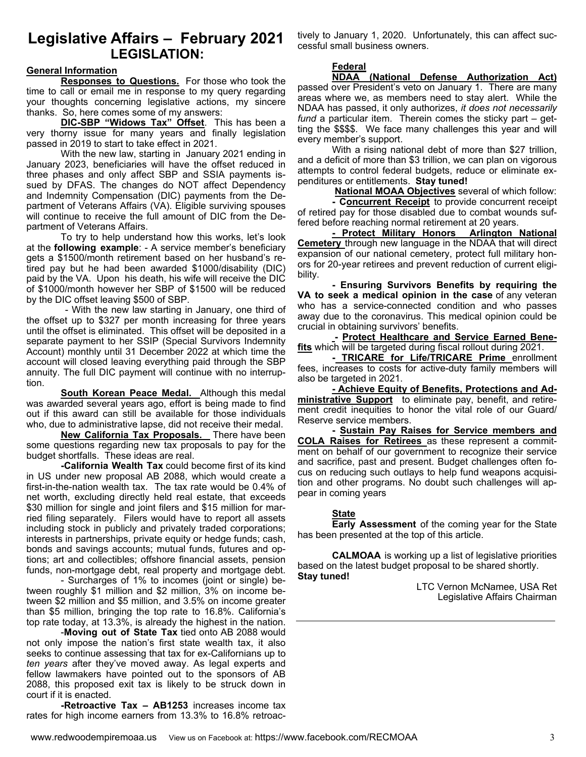# Legislative Affairs – February 2021

## LEGISLATION:

**General Information**

**Responses to Questions.** For those who took the time to call or email me in response to my query regarding your thoughts concerning legislative actions, my sincere thanks. So, here comes some of my answers:

**DIC-SBP "Widows Tax" Offset**. This has been a very thorny issue for many years and finally legislation passed in 2019 to start to take effect in 2021.

With the new law, starting in January 2021 ending in January 2023, beneficiaries will have the offset reduced in three phases and only affect SBP and SSIA payments issued by DFAS. The changes do NOT affect Dependency and Indemnity Compensation (DIC) payments from the Department of Veterans Affairs (VA). Eligible surviving spouses will continue to receive the full amount of DIC from the Department of Veterans Affairs.

To try to help understand how this works, let's look at the **following example**: - A service member's beneficiary gets a $1500/month retirement based on her husband's retired pay but he had been awarded $1000/disability (DIC) paid by the VA. Upon his death, his wife will receive the DIC of $1000/month however her SBP of $1500 will be reduced by the DIC offset leaving $500 of SBP.

- With the new law starting in January, one third of the offset up to $327 per month increasing for three years until the offset is eliminated. This offset will be deposited in a separate payment to her SSIP (Special Survivors Indemnity Account) monthly until 31 December 2022 at which time the account will closed leaving everything paid through the SBP annuity. The full DIC payment will continue with no interruption.

**South Korean Peace Medal.** Although this medal was awarded several years ago, effort is being made to find out if this award can still be available for those individuals who, due to administrative lapse, did not receive their medal.

**New California Tax Proposals.** There have been some questions regarding new tax proposals to pay for the budget shortfalls. These ideas are real.

**-California Wealth Tax** could become first of its kind in US under new proposal AB 2088, which would create a first-in-the-nation wealth tax. The tax rate would be 0.4% of net worth, excluding directly held real estate, that exceeds $30 million for single and joint filers and $15 million for married filing separately. Filers would have to report all assets including stock in publicly and privately traded corporations; interests in partnerships, private equity or hedge funds; cash, bonds and savings accounts; mutual funds, futures and options; art and collectibles; offshore financial assets, pension funds, non-mortgage debt, real property and mortgage debt.

- Surcharges of 1% to incomes (joint or single) between roughly $1 million and $2 million, 3% on income between $2 million and $5 million, and 3.5% on income greater than $5 million, bringing the top rate to 16.8%. California's top rate today, at 13.3%, is already the highest in the nation.

-**Moving out of State Tax** tied onto AB 2088 would not only impose the nation's first state wealth tax, it also seeks to continue assessing that tax for ex-Californians up to *ten years* after they've moved away. As legal experts and fellow lawmakers have pointed out to the sponsors of AB 2088, this proposed exit tax is likely to be struck down in court if it is enacted.

**-Retroactive Tax – AB1253** increases income tax rates for high income earners from 13.3% to 16.8% retroactively to January 1, 2020. Unfortunately, this can affect successful small business owners.

**Federal**

**NDAA (National Defense Authorization Act)** passed over President's veto on January 1. There are many areas where we, as members need to stay alert. While the NDAA has passed, it only authorizes, *it does not necessarily fund* a particular item. Therein comes the sticky part – getting the $$$$. We face many challenges this year and will every member's support.

With a rising national debt of more than $27 trillion, and a deficit of more than $3 trillion, we can plan on vigorous attempts to control federal budgets, reduce or eliminate expenditures or entitlements. **Stay tuned!**

**National MOAA Objectives** several of which follow:

**- Concurrent Receipt** to provide concurrent receipt of retired pay for those disabled due to combat wounds suffered before reaching normal retirement at 20 years.

**- Protect Military Honors Arlington National Cemetery** through new language in the NDAA that will direct expansion of our national cemetery, protect full military honors for 20-year retirees and prevent reduction of current eligibility.

**- Ensuring Survivors Benefits by requiring the VA to seek a medical opinion in the case** of any veteran who has a service-connected condition and who passes away due to the coronavirus. This medical opinion could be crucial in obtaining survivors' benefits.

**- Protect Healthcare and Service Earned Benefits** which will be targeted during fiscal rollout during 2021.

**- TRICARE for Life/TRICARE Prime** enrollment fees, increases to costs for active-duty family members will also be targeted in 2021.

**- Achieve Equity of Benefits, Protections and Administrative Support** to eliminate pay, benefit, and retirement credit inequities to honor the vital role of our Guard/ Reserve service members.

**- Sustain Pay Raises for Service members and COLA Raises for Retirees** as these represent a commitment on behalf of our government to recognize their service and sacrifice, past and present. Budget challenges often focus on reducing such outlays to help fund weapons acquisition and other programs. No doubt such challenges will appear in coming years

**State**

**Early Assessment** of the coming year for the State has been presented at the top of this article.

**CALMOAA** is working up a list of legislative priorities based on the latest budget proposal to be shared shortly. **Stay tuned!**

LTC Vernon McNamee, USA Ret
Legislative Affairs Chairman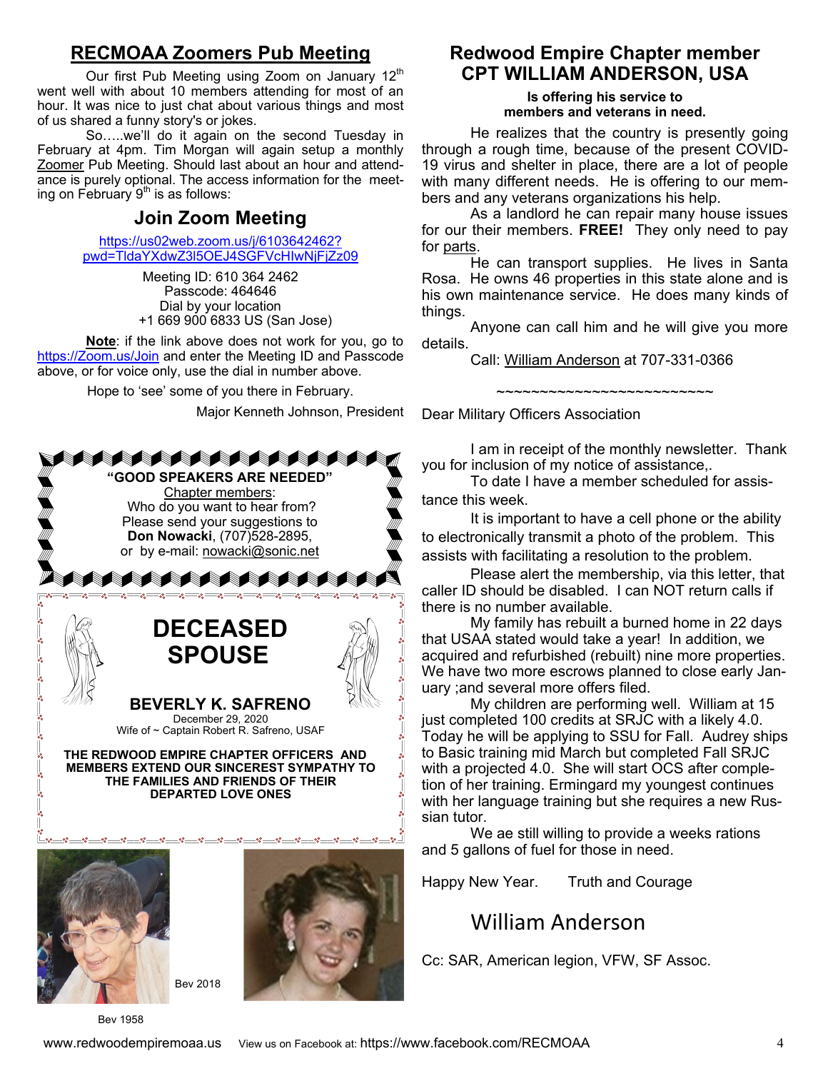## RECMOAA Zoomers Pub Meeting

Our first Pub Meeting using Zoom on January 12th went well with about 10 members attending for most of an hour. It was nice to just chat about various things and most of us shared a funny story's or jokes.

So…..we'll do it again on the second Tuesday in February at 4pm. Tim Morgan will again setup a monthly Zoomer Pub Meeting. Should last about an hour and attendance is purely optional. The access information for the meeting on February 9th is as follows:

### Join Zoom Meeting

https://us02web.zoom.us/j/6103642462?pwd=TldaYXdwZ3l5OEJ4SGFVcHlwNjFjZz09

Meeting ID: 610 364 2462
Passcode: 464646
Dial by your location
+1 669 900 6833 US (San Jose)

**Note**: if the link above does not work for you, go to https://Zoom.us/Join and enter the Meeting ID and Passcode above, or for voice only, use the dial in number above.

Hope to 'see' some of you there in February.

Major Kenneth Johnson, President

**"GOOD SPEAKERS ARE NEEDED"**
Chapter members:
Who do you want to hear from?
Please send your suggestions to
**Don Nowacki**, (707)528-2895,
or by e-mail: nowacki@sonic.net

## DECEASED SPOUSE

**BEVERLY K. SAFRENO**
December 29, 2020
Wife of ~ Captain Robert R. Safreno, USAF

**THE REDWOOD EMPIRE CHAPTER OFFICERS AND MEMBERS EXTEND OUR SINCEREST SYMPATHY TO THE FAMILIES AND FRIENDS OF THEIR DEPARTED LOVE ONES**

Bev 2018

Bev 1958

## Redwood Empire Chapter member CPT WILLIAM ANDERSON, USA

**Is offering his service to members and veterans in need.**

He realizes that the country is presently going through a rough time, because of the present COVID-19 virus and shelter in place, there are a lot of people with many different needs. He is offering to our members and any veterans organizations his help.

As a landlord he can repair many house issues for our their members. **FREE!** They only need to pay for parts.

He can transport supplies. He lives in Santa Rosa. He owns 46 properties in this state alone and is his own maintenance service. He does many kinds of things.

Anyone can call him and he will give you more details.

Call: William Anderson at 707-331-0366

~~~~~~~~~~~~~~~~~~~~~~~~~~

Dear Military Officers Association

I am in receipt of the monthly newsletter. Thank you for inclusion of my notice of assistance,.

To date I have a member scheduled for assistance this week.

It is important to have a cell phone or the ability to electronically transmit a photo of the problem. This assists with facilitating a resolution to the problem.

Please alert the membership, via this letter, that caller ID should be disabled. I can NOT return calls if there is no number available.

My family has rebuilt a burned home in 22 days that USAA stated would take a year! In addition, we acquired and refurbished (rebuilt) nine more properties. We have two more escrows planned to close early January ;and several more offers filed.

My children are performing well. William at 15 just completed 100 credits at SRJC with a likely 4.0. Today he will be applying to SSU for Fall. Audrey ships to Basic training mid March but completed Fall SRJC with a projected 4.0. She will start OCS after completion of her training. Ermingard my youngest continues with her language training but she requires a new Russian tutor.

We ae still willing to provide a weeks rations and 5 gallons of fuel for those in need.

Happy New Year. Truth and Courage

William Anderson

Cc: SAR, American legion, VFW, SF Assoc.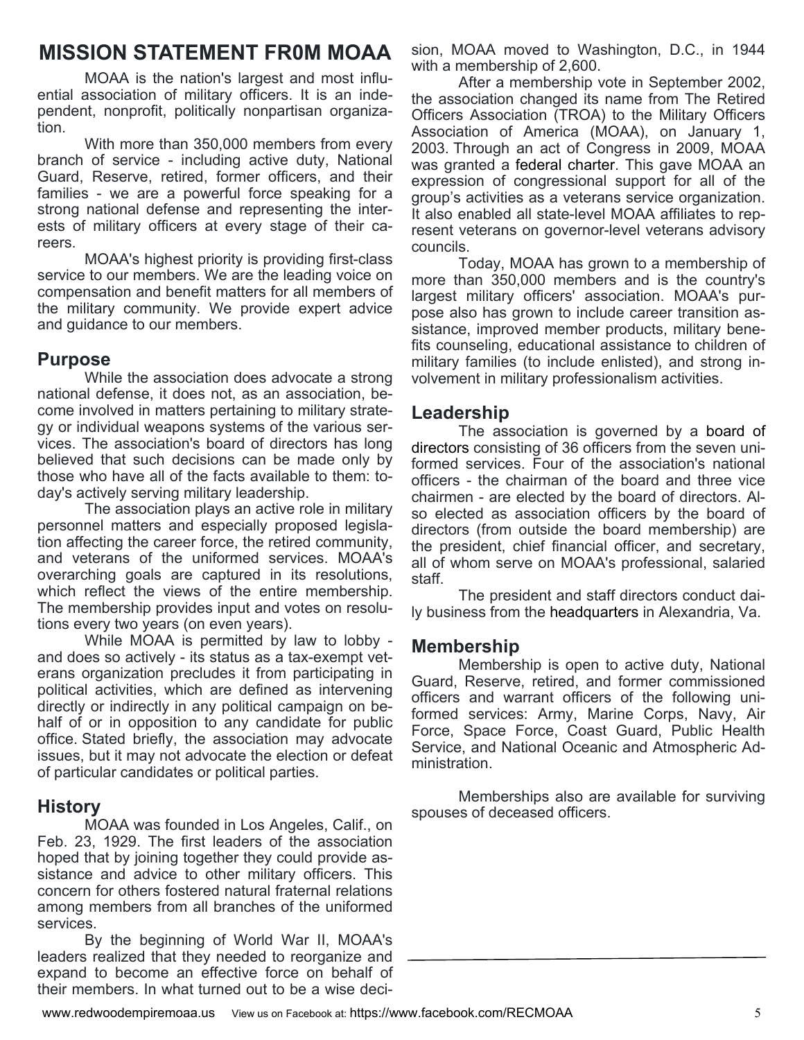# MISSION STATEMENT FR0M MOAA

MOAA is the nation's largest and most influential association of military officers. It is an independent, nonprofit, politically nonpartisan organization.

With more than 350,000 members from every branch of service - including active duty, National Guard, Reserve, retired, former officers, and their families - we are a powerful force speaking for a strong national defense and representing the interests of military officers at every stage of their careers.

MOAA's highest priority is providing first-class service to our members. We are the leading voice on compensation and benefit matters for all members of the military community. We provide expert advice and guidance to our members.

## Purpose

While the association does advocate a strong national defense, it does not, as an association, become involved in matters pertaining to military strategy or individual weapons systems of the various services. The association's board of directors has long believed that such decisions can be made only by those who have all of the facts available to them: today's actively serving military leadership.

The association plays an active role in military personnel matters and especially proposed legislation affecting the career force, the retired community, and veterans of the uniformed services. MOAA's overarching goals are captured in its resolutions, which reflect the views of the entire membership. The membership provides input and votes on resolutions every two years (on even years).

While MOAA is permitted by law to lobby - and does so actively - its status as a tax-exempt veterans organization precludes it from participating in political activities, which are defined as intervening directly or indirectly in any political campaign on behalf of or in opposition to any candidate for public office. Stated briefly, the association may advocate issues, but it may not advocate the election or defeat of particular candidates or political parties.

## History

MOAA was founded in Los Angeles, Calif., on Feb. 23, 1929. The first leaders of the association hoped that by joining together they could provide assistance and advice to other military officers. This concern for others fostered natural fraternal relations among members from all branches of the uniformed services.

By the beginning of World War II, MOAA's leaders realized that they needed to reorganize and expand to become an effective force on behalf of their members. In what turned out to be a wise decision, MOAA moved to Washington, D.C., in 1944 with a membership of 2,600.

After a membership vote in September 2002, the association changed its name from The Retired Officers Association (TROA) to the Military Officers Association of America (MOAA), on January 1, 2003. Through an act of Congress in 2009, MOAA was granted a federal charter. This gave MOAA an expression of congressional support for all of the group's activities as a veterans service organization. It also enabled all state-level MOAA affiliates to represent veterans on governor-level veterans advisory councils.

Today, MOAA has grown to a membership of more than 350,000 members and is the country's largest military officers' association. MOAA's purpose also has grown to include career transition assistance, improved member products, military benefits counseling, educational assistance to children of military families (to include enlisted), and strong involvement in military professionalism activities.

## Leadership

The association is governed by a board of directors consisting of 36 officers from the seven uniformed services. Four of the association's national officers - the chairman of the board and three vice chairmen - are elected by the board of directors. Also elected as association officers by the board of directors (from outside the board membership) are the president, chief financial officer, and secretary, all of whom serve on MOAA's professional, salaried staff.

The president and staff directors conduct daily business from the headquarters in Alexandria, Va.

## Membership

Membership is open to active duty, National Guard, Reserve, retired, and former commissioned officers and warrant officers of the following uniformed services: Army, Marine Corps, Navy, Air Force, Space Force, Coast Guard, Public Health Service, and National Oceanic and Atmospheric Administration.

Memberships also are available for surviving spouses of deceased officers.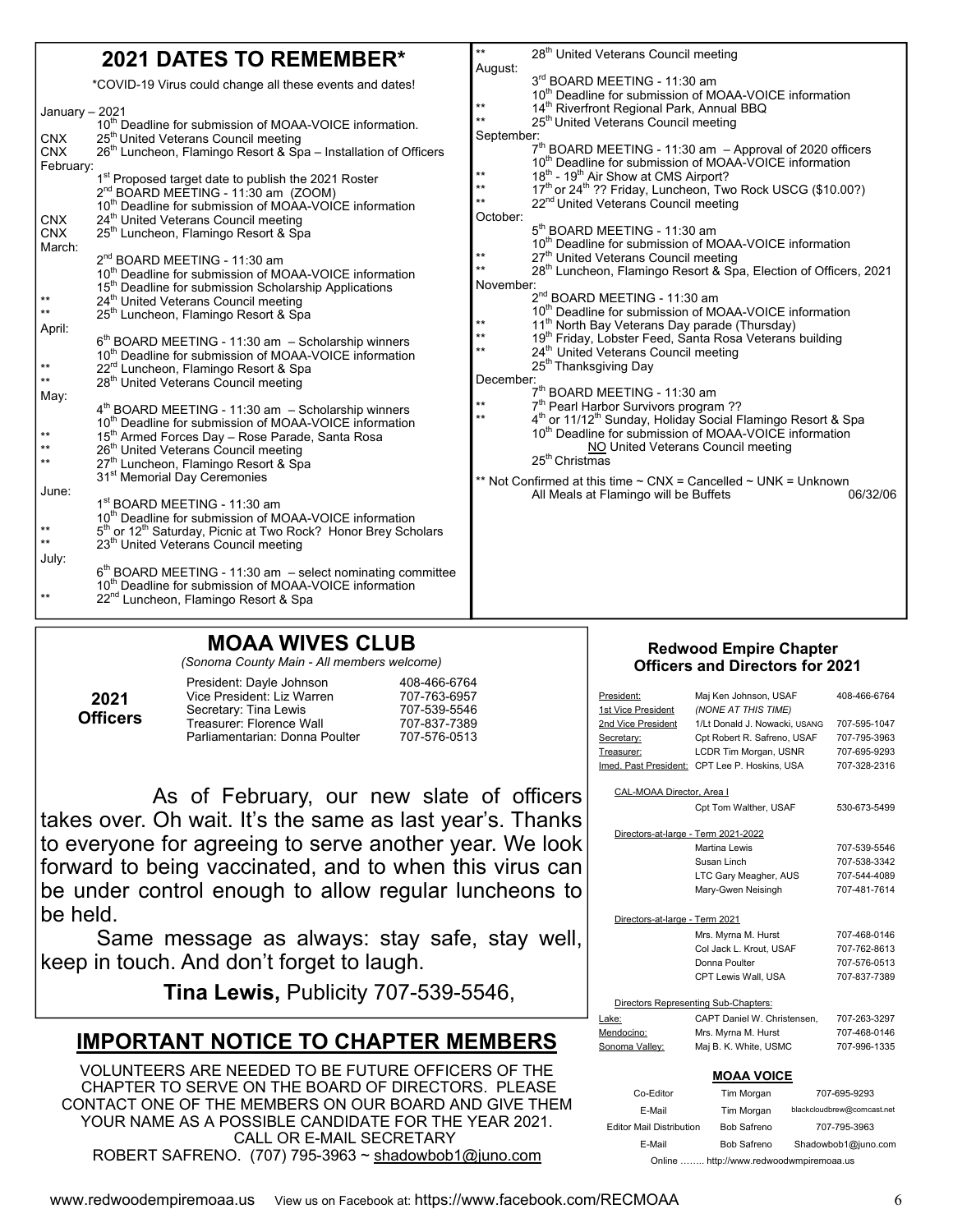# 2021 DATES TO REMEMBER*

*COVID-19 Virus could change all these events and dates!

January – 2021
- 10th Deadline for submission of MOAA-VOICE information.
- CNX 25th United Veterans Council meeting
- CNX 26th Luncheon, Flamingo Resort & Spa – Installation of Officers

February:
- 1st Proposed target date to publish the 2021 Roster
- 2nd BOARD MEETING - 11:30 am (ZOOM)
- 10th Deadline for submission of MOAA-VOICE information
- CNX 24th United Veterans Council meeting
- CNX 25th Luncheon, Flamingo Resort & Spa

March:
- 2nd BOARD MEETING - 11:30 am
- 10th Deadline for submission of MOAA-VOICE information
- 15th Deadline for submission Scholarship Applications
- ** 24th United Veterans Council meeting
- ** 25th Luncheon, Flamingo Resort & Spa

April:
- 6th BOARD MEETING - 11:30 am – Scholarship winners
- 10th Deadline for submission of MOAA-VOICE information
- ** 22rd Luncheon, Flamingo Resort & Spa
- ** 28th United Veterans Council meeting

May:
- 4th BOARD MEETING - 11:30 am – Scholarship winners
- 10th Deadline for submission of MOAA-VOICE information
- ** 15th Armed Forces Day – Rose Parade, Santa Rosa
- ** 26th United Veterans Council meeting
- ** 27th Luncheon, Flamingo Resort & Spa
- 31st Memorial Day Ceremonies

June:
- 1st BOARD MEETING - 11:30 am
- 10th Deadline for submission of MOAA-VOICE information
- ** 5th or 12th Saturday, Picnic at Two Rock? Honor Brey Scholars
- ** 23th United Veterans Council meeting

July:
- 6th BOARD MEETING - 11:30 am – select nominating committee
- 10th Deadline for submission of MOAA-VOICE information
- ** 22nd Luncheon, Flamingo Resort & Spa
- ** 28th United Veterans Council meeting

August:
- 3rd BOARD MEETING - 11:30 am
- 10th Deadline for submission of MOAA-VOICE information
- ** 14th Riverfront Regional Park, Annual BBQ
- ** 25th United Veterans Council meeting

September:
- 7th BOARD MEETING - 11:30 am – Approval of 2020 officers
- 10th Deadline for submission of MOAA-VOICE information
- ** 18th - 19th Air Show at CMS Airport?
- ** 17th or 24th ?? Friday, Luncheon, Two Rock USCG ($10.00?)
- ** 22nd United Veterans Council meeting

October:
- 5th BOARD MEETING - 11:30 am
- 10th Deadline for submission of MOAA-VOICE information
- ** 27th United Veterans Council meeting
- ** 28th Luncheon, Flamingo Resort & Spa, Election of Officers, 2021

November:
- 2nd BOARD MEETING - 11:30 am
- 10th Deadline for submission of MOAA-VOICE information
- ** 11th North Bay Veterans Day parade (Thursday)
- ** 19th Friday, Lobster Feed, Santa Rosa Veterans building
- ** 24th United Veterans Council meeting
- 25th Thanksgiving Day

December:
- 7th BOARD MEETING - 11:30 am
- ** 7th Pearl Harbor Survivors program ??
- ** 4th or 11/12th Sunday, Holiday Social Flamingo Resort & Spa
- 10th Deadline for submission of MOAA-VOICE information
- NO United Veterans Council meeting
- 25th Christmas

** Not Confirmed at this time ~ CNX = Cancelled ~ UNK = Unknown
All Meals at Flamingo will be Buffets 06/32/06

# MOAA WIVES CLUB

*(Sonoma County Main - All members welcome)*

**2021 Officers**

| | |
|---|---|
| President: Dayle Johnson | 408-466-6764 |
| Vice President: Liz Warren | 707-763-6957 |
| Secretary: Tina Lewis | 707-539-5546 |
| Treasurer: Florence Wall | 707-837-7389 |
| Parliamentarian: Donna Poulter | 707-576-0513 |

As of February, our new slate of officers takes over. Oh wait. It's the same as last year's. Thanks to everyone for agreeing to serve another year. We look forward to being vaccinated, and to when this virus can be under control enough to allow regular luncheons to be held.

Same message as always: stay safe, stay well, keep in touch. And don't forget to laugh.

**Tina Lewis,** Publicity 707-539-5546,

# IMPORTANT NOTICE TO CHAPTER MEMBERS

VOLUNTEERS ARE NEEDED TO BE FUTURE OFFICERS OF THE CHAPTER TO SERVE ON THE BOARD OF DIRECTORS. PLEASE CONTACT ONE OF THE MEMBERS ON OUR BOARD AND GIVE THEM YOUR NAME AS A POSSIBLE CANDIDATE FOR THE YEAR 2021. CALL OR E-MAIL SECRETARY ROBERT SAFRENO. (707) 795-3963 ~ shadowbob1@juno.com

## Redwood Empire Chapter Officers and Directors for 2021

| | | |
|---|---|---|
| President: | Maj Ken Johnson, USAF | 408-466-6764 |
| 1st Vice President | *(NONE AT THIS TIME)* | |
| 2nd Vice President | 1/Lt Donald J. Nowacki, USANG | 707-595-1047 |
| Secretary: | Cpt Robert R. Safreno, USAF | 707-795-3963 |
| Treasurer: | LCDR Tim Morgan, USNR | 707-695-9293 |
| Imed. Past President: | CPT Lee P. Hoskins, USA | 707-328-2316 |
| CAL-MOAA Director, Area I | | |
| | Cpt Tom Walther, USAF | 530-673-5499 |
| Directors-at-large - Term 2021-2022 | | |
| | Martina Lewis | 707-539-5546 |
| | Susan Linch | 707-538-3342 |
| | LTC Gary Meagher, AUS | 707-544-4089 |
| | Mary-Gwen Neisingh | 707-481-7614 |
| Directors-at-large - Term 2021 | | |
| | Mrs. Myrna M. Hurst | 707-468-0146 |
| | Col Jack L. Krout, USAF | 707-762-8613 |
| | Donna Poulter | 707-576-0513 |
| | CPT Lewis Wall, USA | 707-837-7389 |
| Directors Representing Sub-Chapters: | | |
| Lake: | CAPT Daniel W. Christensen, | 707-263-3297 |
| Mendocino: | Mrs. Myrna M. Hurst | 707-468-0146 |
| Sonoma Valley: | Maj B. K. White, USMC | 707-996-1335 |

## MOAA VOICE

| | | |
|---|---|---|
| Co-Editor | Tim Morgan | 707-695-9293 |
| E-Mail | Tim Morgan | blackcloudbrew@comcast.net |
| Editor Mail Distribution | Bob Safreno | 707-795-3963 |
| E-Mail | Bob Safreno | Shadowbob1@juno.com |

Online …….. http://www.redwoodwmpiremoaa.us

www.redwoodempiremoaa.us View us on Facebook at: https://www.facebook.com/RECMOAA